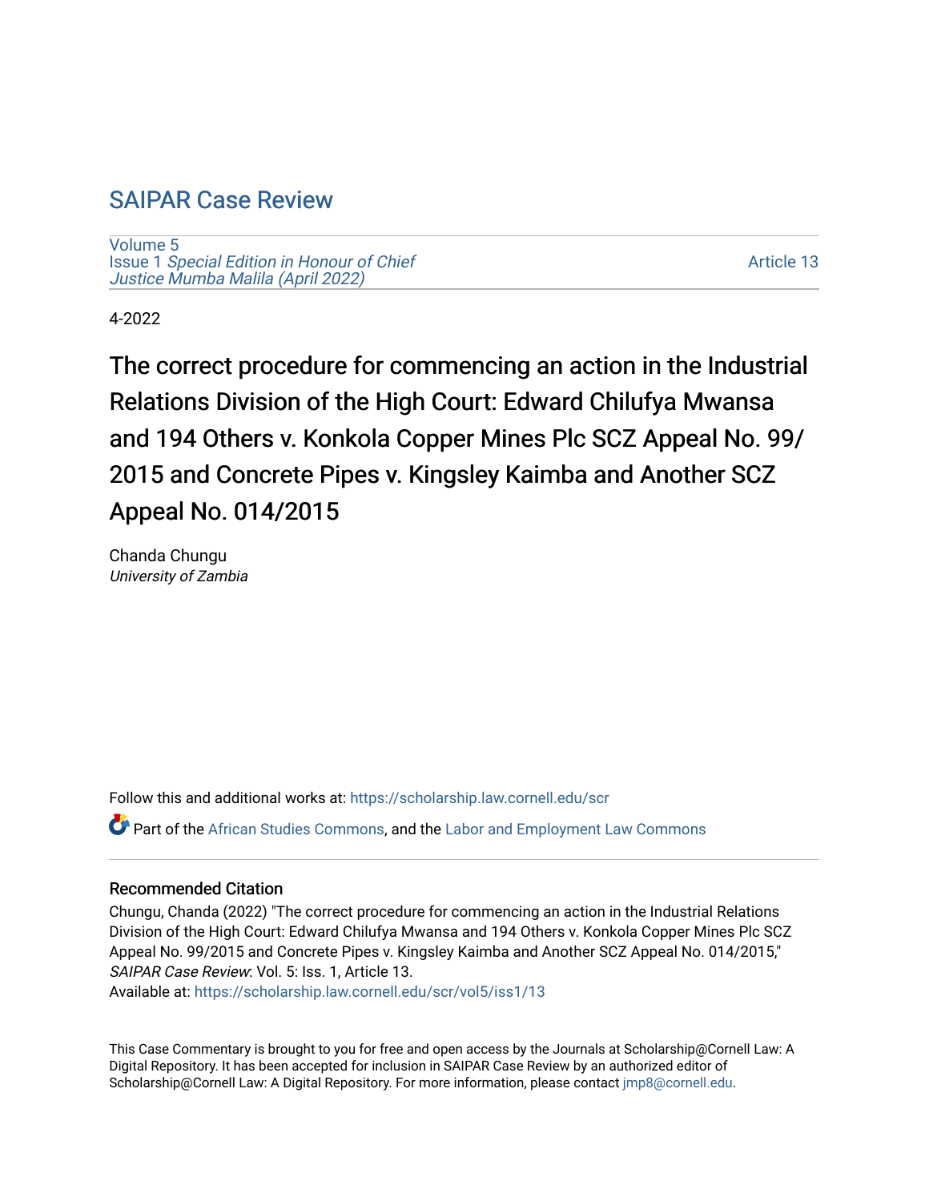# SAIPAR Case Review

Volume 5
Issue 1 *Special Edition in Honour of Chief Justice Mumba Malila (April 2022)*

Article 13

4-2022

## The correct procedure for commencing an action in the Industrial Relations Division of the High Court: Edward Chilufya Mwansa and 194 Others v. Konkola Copper Mines Plc SCZ Appeal No. 99/2015 and Concrete Pipes v. Kingsley Kaimba and Another SCZ Appeal No. 014/2015

Chanda Chungu
*University of Zambia*

Follow this and additional works at: https://scholarship.law.cornell.edu/scr

Part of the African Studies Commons, and the Labor and Employment Law Commons

### Recommended Citation

Chungu, Chanda (2022) "The correct procedure for commencing an action in the Industrial Relations Division of the High Court: Edward Chilufya Mwansa and 194 Others v. Konkola Copper Mines Plc SCZ Appeal No. 99/2015 and Concrete Pipes v. Kingsley Kaimba and Another SCZ Appeal No. 014/2015," *SAIPAR Case Review*: Vol. 5: Iss. 1, Article 13.
Available at: https://scholarship.law.cornell.edu/scr/vol5/iss1/13

This Case Commentary is brought to you for free and open access by the Journals at Scholarship@Cornell Law: A Digital Repository. It has been accepted for inclusion in SAIPAR Case Review by an authorized editor of Scholarship@Cornell Law: A Digital Repository. For more information, please contact jmp8@cornell.edu.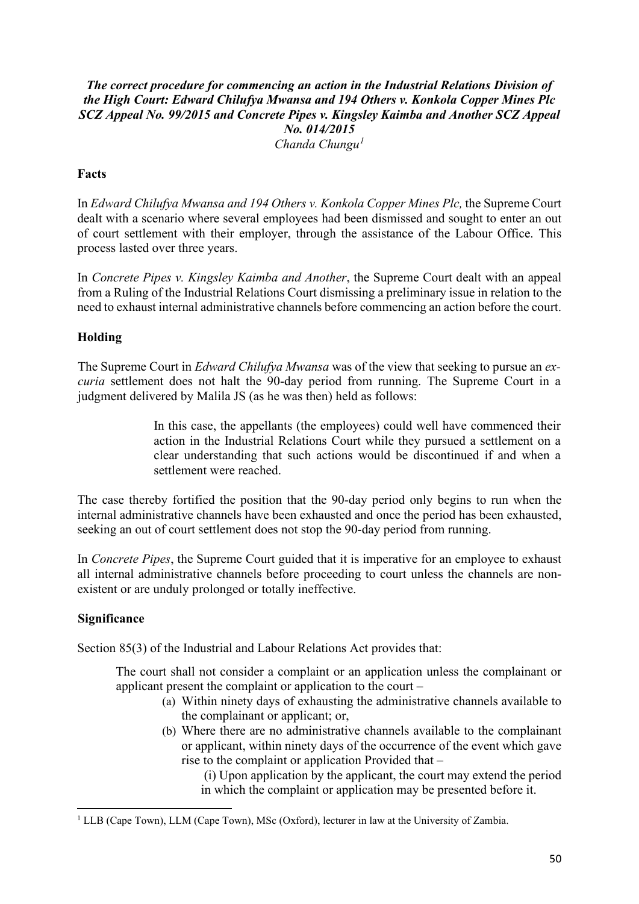***The correct procedure for commencing an action in the Industrial Relations Division of the High Court: Edward Chilufya Mwansa and 194 Others v. Konkola Copper Mines Plc SCZ Appeal No. 99/2015 and Concrete Pipes v. Kingsley Kaimba and Another SCZ Appeal No. 014/2015***

*Chanda Chungu*[1]

**Facts**

In *Edward Chilufya Mwansa and 194 Others v. Konkola Copper Mines Plc,* the Supreme Court dealt with a scenario where several employees had been dismissed and sought to enter an out of court settlement with their employer, through the assistance of the Labour Office. This process lasted over three years.

In *Concrete Pipes v. Kingsley Kaimba and Another*, the Supreme Court dealt with an appeal from a Ruling of the Industrial Relations Court dismissing a preliminary issue in relation to the need to exhaust internal administrative channels before commencing an action before the court.

**Holding**

The Supreme Court in *Edward Chilufya Mwansa* was of the view that seeking to pursue an *ex-curia* settlement does not halt the 90-day period from running. The Supreme Court in a judgment delivered by Malila JS (as he was then) held as follows:

> In this case, the appellants (the employees) could well have commenced their action in the Industrial Relations Court while they pursued a settlement on a clear understanding that such actions would be discontinued if and when a settlement were reached.

The case thereby fortified the position that the 90-day period only begins to run when the internal administrative channels have been exhausted and once the period has been exhausted, seeking an out of court settlement does not stop the 90-day period from running.

In *Concrete Pipes*, the Supreme Court guided that it is imperative for an employee to exhaust all internal administrative channels before proceeding to court unless the channels are non-existent or are unduly prolonged or totally ineffective.

**Significance**

Section 85(3) of the Industrial and Labour Relations Act provides that:

> The court shall not consider a complaint or an application unless the complainant or applicant present the complaint or application to the court –
>
> (a) Within ninety days of exhausting the administrative channels available to the complainant or applicant; or,
>
> (b) Where there are no administrative channels available to the complainant or applicant, within ninety days of the occurrence of the event which gave rise to the complaint or application Provided that –
>
> (i) Upon application by the applicant, the court may extend the period in which the complaint or application may be presented before it.

[1] LLB (Cape Town), LLM (Cape Town), MSc (Oxford), lecturer in law at the University of Zambia.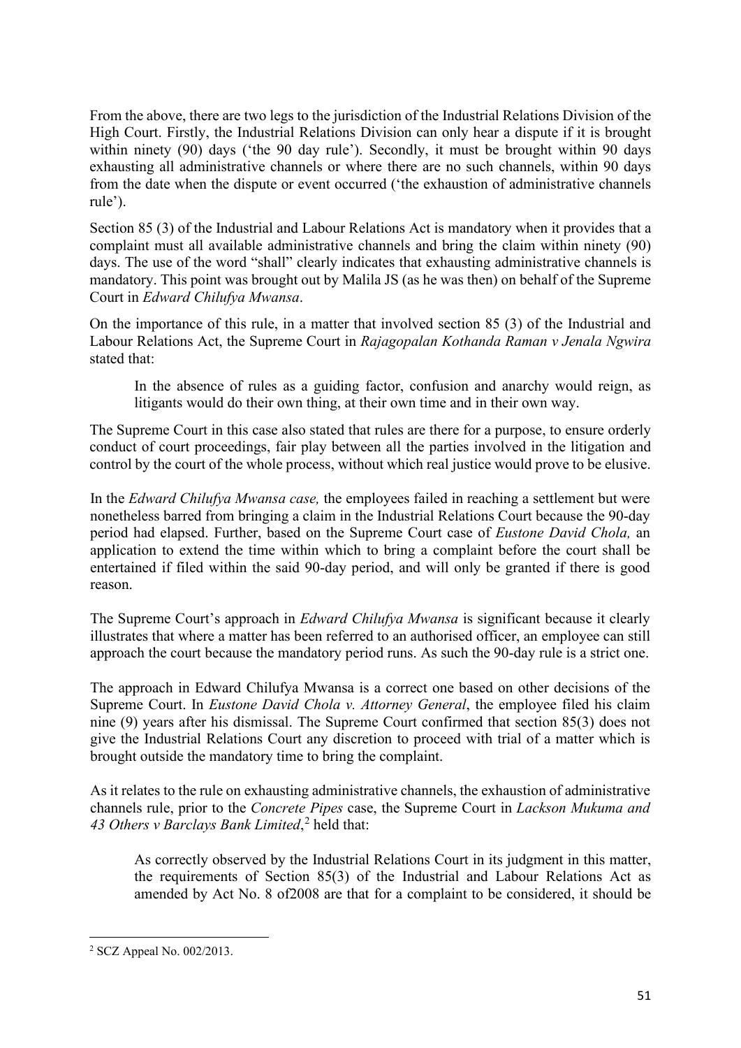From the above, there are two legs to the jurisdiction of the Industrial Relations Division of the High Court. Firstly, the Industrial Relations Division can only hear a dispute if it is brought within ninety (90) days ('the 90 day rule'). Secondly, it must be brought within 90 days exhausting all administrative channels or where there are no such channels, within 90 days from the date when the dispute or event occurred ('the exhaustion of administrative channels rule').

Section 85 (3) of the Industrial and Labour Relations Act is mandatory when it provides that a complaint must all available administrative channels and bring the claim within ninety (90) days. The use of the word "shall" clearly indicates that exhausting administrative channels is mandatory. This point was brought out by Malila JS (as he was then) on behalf of the Supreme Court in *Edward Chilufya Mwansa*.

On the importance of this rule, in a matter that involved section 85 (3) of the Industrial and Labour Relations Act, the Supreme Court in *Rajagopalan Kothanda Raman v Jenala Ngwira* stated that:

> In the absence of rules as a guiding factor, confusion and anarchy would reign, as litigants would do their own thing, at their own time and in their own way.

The Supreme Court in this case also stated that rules are there for a purpose, to ensure orderly conduct of court proceedings, fair play between all the parties involved in the litigation and control by the court of the whole process, without which real justice would prove to be elusive.

In the *Edward Chilufya Mwansa case,* the employees failed in reaching a settlement but were nonetheless barred from bringing a claim in the Industrial Relations Court because the 90-day period had elapsed. Further, based on the Supreme Court case of *Eustone David Chola,* an application to extend the time within which to bring a complaint before the court shall be entertained if filed within the said 90-day period, and will only be granted if there is good reason.

The Supreme Court's approach in *Edward Chilufya Mwansa* is significant because it clearly illustrates that where a matter has been referred to an authorised officer, an employee can still approach the court because the mandatory period runs. As such the 90-day rule is a strict one.

The approach in Edward Chilufya Mwansa is a correct one based on other decisions of the Supreme Court. In *Eustone David Chola v. Attorney General*, the employee filed his claim nine (9) years after his dismissal. The Supreme Court confirmed that section 85(3) does not give the Industrial Relations Court any discretion to proceed with trial of a matter which is brought outside the mandatory time to bring the complaint.

As it relates to the rule on exhausting administrative channels, the exhaustion of administrative channels rule, prior to the *Concrete Pipes* case, the Supreme Court in *Lackson Mukuma and 43 Others v Barclays Bank Limited*,[2] held that:

> As correctly observed by the Industrial Relations Court in its judgment in this matter, the requirements of Section 85(3) of the Industrial and Labour Relations Act as amended by Act No. 8 of2008 are that for a complaint to be considered, it should be

---

[2] SCZ Appeal No. 002/2013.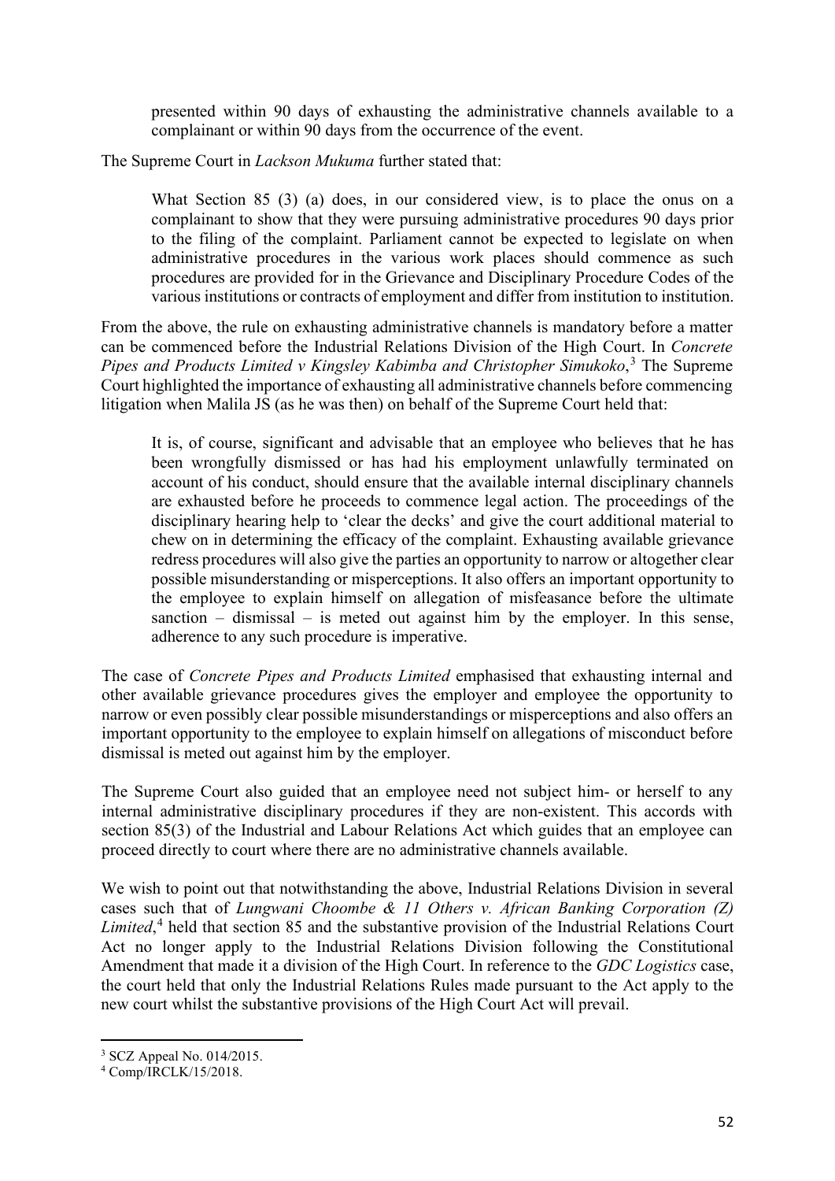> presented within 90 days of exhausting the administrative channels available to a complainant or within 90 days from the occurrence of the event.

The Supreme Court in *Lackson Mukuma* further stated that:

> What Section 85 (3) (a) does, in our considered view, is to place the onus on a complainant to show that they were pursuing administrative procedures 90 days prior to the filing of the complaint. Parliament cannot be expected to legislate on when administrative procedures in the various work places should commence as such procedures are provided for in the Grievance and Disciplinary Procedure Codes of the various institutions or contracts of employment and differ from institution to institution.

From the above, the rule on exhausting administrative channels is mandatory before a matter can be commenced before the Industrial Relations Division of the High Court. In *Concrete Pipes and Products Limited v Kingsley Kabimba and Christopher Simukoko*,[3] The Supreme Court highlighted the importance of exhausting all administrative channels before commencing litigation when Malila JS (as he was then) on behalf of the Supreme Court held that:

> It is, of course, significant and advisable that an employee who believes that he has been wrongfully dismissed or has had his employment unlawfully terminated on account of his conduct, should ensure that the available internal disciplinary channels are exhausted before he proceeds to commence legal action. The proceedings of the disciplinary hearing help to 'clear the decks' and give the court additional material to chew on in determining the efficacy of the complaint. Exhausting available grievance redress procedures will also give the parties an opportunity to narrow or altogether clear possible misunderstanding or misperceptions. It also offers an important opportunity to the employee to explain himself on allegation of misfeasance before the ultimate sanction – dismissal – is meted out against him by the employer. In this sense, adherence to any such procedure is imperative.

The case of *Concrete Pipes and Products Limited* emphasised that exhausting internal and other available grievance procedures gives the employer and employee the opportunity to narrow or even possibly clear possible misunderstandings or misperceptions and also offers an important opportunity to the employee to explain himself on allegations of misconduct before dismissal is meted out against him by the employer.

The Supreme Court also guided that an employee need not subject him- or herself to any internal administrative disciplinary procedures if they are non-existent. This accords with section 85(3) of the Industrial and Labour Relations Act which guides that an employee can proceed directly to court where there are no administrative channels available.

We wish to point out that notwithstanding the above, Industrial Relations Division in several cases such that of *Lungwani Choombe & 11 Others v. African Banking Corporation (Z) Limited*,[4] held that section 85 and the substantive provision of the Industrial Relations Court Act no longer apply to the Industrial Relations Division following the Constitutional Amendment that made it a division of the High Court. In reference to the *GDC Logistics* case, the court held that only the Industrial Relations Rules made pursuant to the Act apply to the new court whilst the substantive provisions of the High Court Act will prevail.

---

[3] SCZ Appeal No. 014/2015.

[4] Comp/IRCLK/15/2018.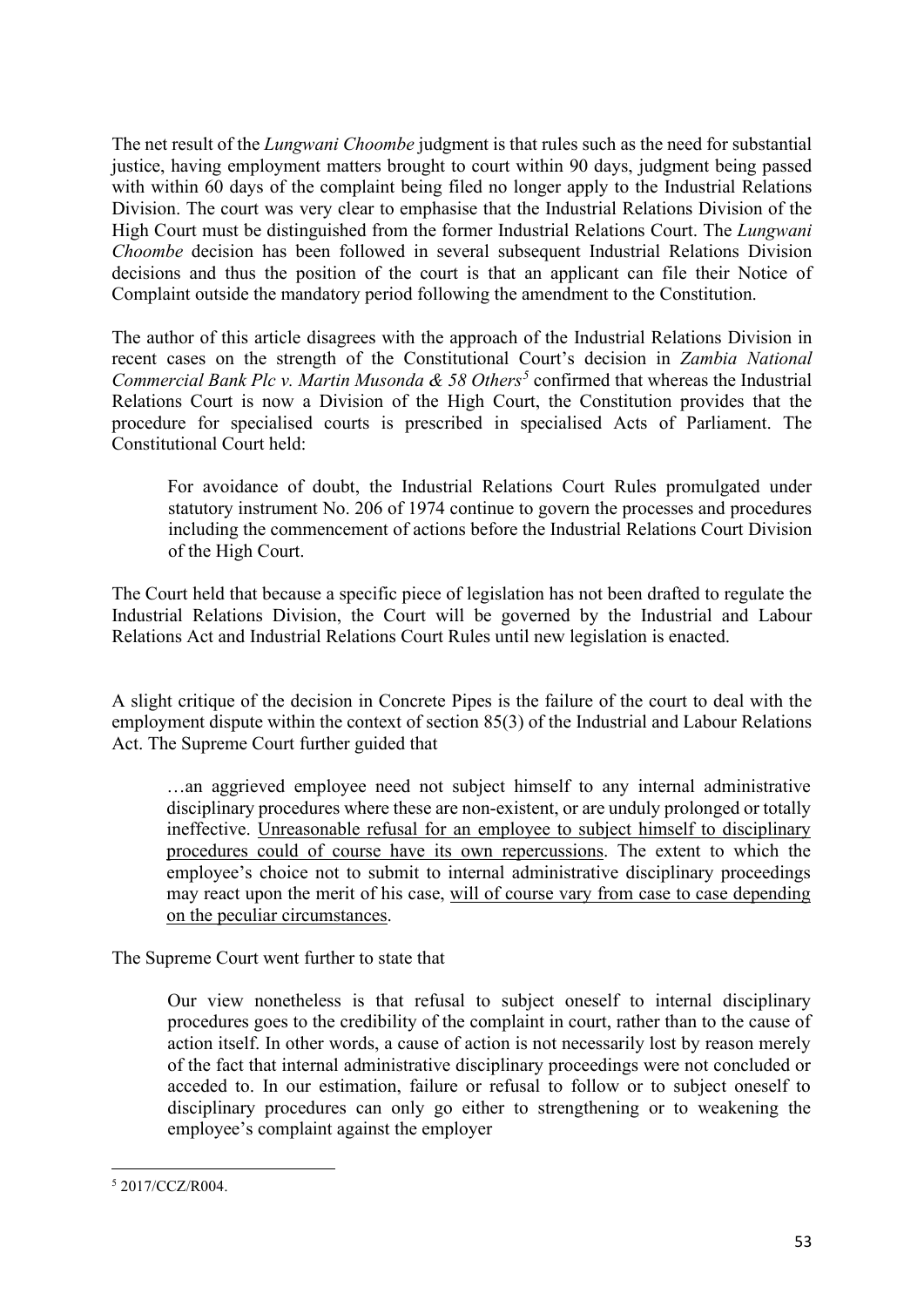The net result of the *Lungwani Choombe* judgment is that rules such as the need for substantial justice, having employment matters brought to court within 90 days, judgment being passed with within 60 days of the complaint being filed no longer apply to the Industrial Relations Division. The court was very clear to emphasise that the Industrial Relations Division of the High Court must be distinguished from the former Industrial Relations Court. The *Lungwani Choombe* decision has been followed in several subsequent Industrial Relations Division decisions and thus the position of the court is that an applicant can file their Notice of Complaint outside the mandatory period following the amendment to the Constitution.

The author of this article disagrees with the approach of the Industrial Relations Division in recent cases on the strength of the Constitutional Court's decision in *Zambia National Commercial Bank Plc v. Martin Musonda & 58 Others*[5] confirmed that whereas the Industrial Relations Court is now a Division of the High Court, the Constitution provides that the procedure for specialised courts is prescribed in specialised Acts of Parliament. The Constitutional Court held:

> For avoidance of doubt, the Industrial Relations Court Rules promulgated under statutory instrument No. 206 of 1974 continue to govern the processes and procedures including the commencement of actions before the Industrial Relations Court Division of the High Court.

The Court held that because a specific piece of legislation has not been drafted to regulate the Industrial Relations Division, the Court will be governed by the Industrial and Labour Relations Act and Industrial Relations Court Rules until new legislation is enacted.

A slight critique of the decision in Concrete Pipes is the failure of the court to deal with the employment dispute within the context of section 85(3) of the Industrial and Labour Relations Act. The Supreme Court further guided that

> …an aggrieved employee need not subject himself to any internal administrative disciplinary procedures where these are non-existent, or are unduly prolonged or totally ineffective. <u>Unreasonable refusal for an employee to subject himself to disciplinary procedures could of course have its own repercussions</u>. The extent to which the employee's choice not to submit to internal administrative disciplinary proceedings may react upon the merit of his case, <u>will of course vary from case to case depending on the peculiar circumstances</u>.

The Supreme Court went further to state that

> Our view nonetheless is that refusal to subject oneself to internal disciplinary procedures goes to the credibility of the complaint in court, rather than to the cause of action itself. In other words, a cause of action is not necessarily lost by reason merely of the fact that internal administrative disciplinary proceedings were not concluded or acceded to. In our estimation, failure or refusal to follow or to subject oneself to disciplinary procedures can only go either to strengthening or to weakening the employee's complaint against the employer

---

[5] 2017/CCZ/R004.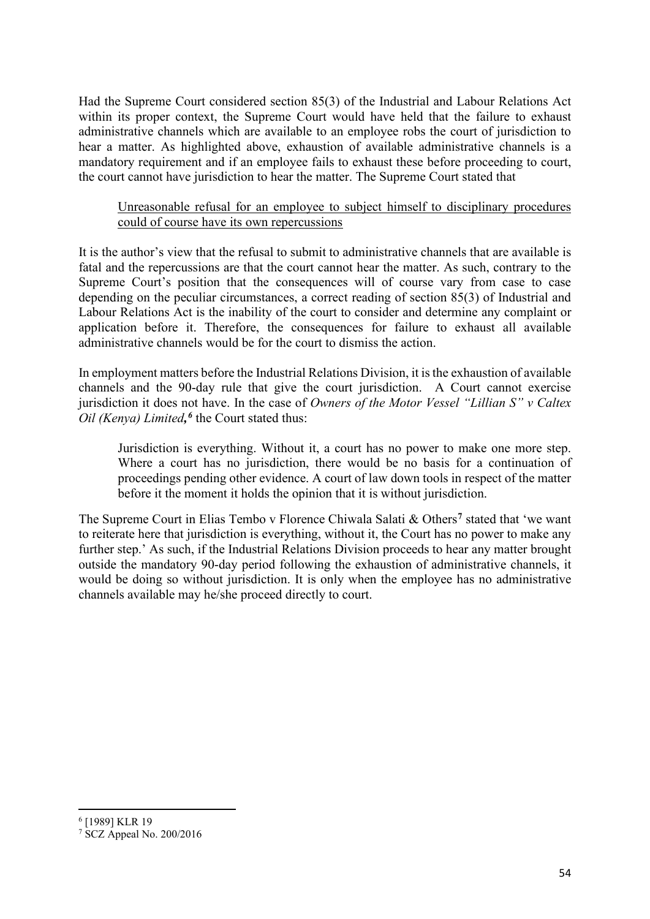Had the Supreme Court considered section 85(3) of the Industrial and Labour Relations Act within its proper context, the Supreme Court would have held that the failure to exhaust administrative channels which are available to an employee robs the court of jurisdiction to hear a matter. As highlighted above, exhaustion of available administrative channels is a mandatory requirement and if an employee fails to exhaust these before proceeding to court, the court cannot have jurisdiction to hear the matter. The Supreme Court stated that

> <u>Unreasonable refusal for an employee to subject himself to disciplinary procedures could of course have its own repercussions</u>

It is the author's view that the refusal to submit to administrative channels that are available is fatal and the repercussions are that the court cannot hear the matter. As such, contrary to the Supreme Court's position that the consequences will of course vary from case to case depending on the peculiar circumstances, a correct reading of section 85(3) of Industrial and Labour Relations Act is the inability of the court to consider and determine any complaint or application before it. Therefore, the consequences for failure to exhaust all available administrative channels would be for the court to dismiss the action.

In employment matters before the Industrial Relations Division, it is the exhaustion of available channels and the 90-day rule that give the court jurisdiction. A Court cannot exercise jurisdiction it does not have. In the case of *Owners of the Motor Vessel "Lillian S" v Caltex Oil (Kenya) Limited*,[6] the Court stated thus:

> Jurisdiction is everything. Without it, a court has no power to make one more step. Where a court has no jurisdiction, there would be no basis for a continuation of proceedings pending other evidence. A court of law down tools in respect of the matter before it the moment it holds the opinion that it is without jurisdiction.

The Supreme Court in Elias Tembo v Florence Chiwala Salati & Others[7] stated that 'we want to reiterate here that jurisdiction is everything, without it, the Court has no power to make any further step.' As such, if the Industrial Relations Division proceeds to hear any matter brought outside the mandatory 90-day period following the exhaustion of administrative channels, it would be doing so without jurisdiction. It is only when the employee has no administrative channels available may he/she proceed directly to court.

---

[6] [1989] KLR 19

[7] SCZ Appeal No. 200/2016